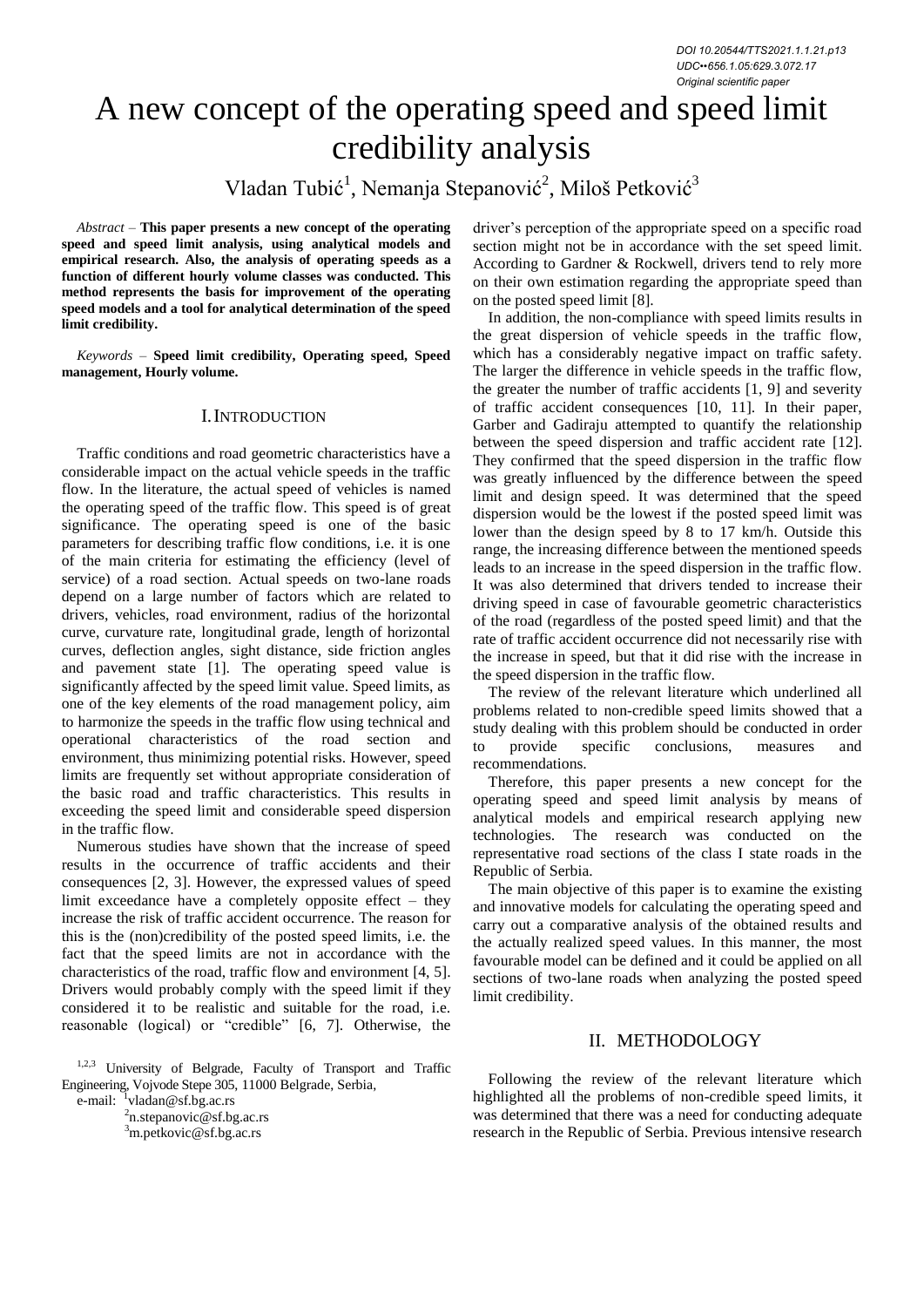DOI 10.20544/TTS2021.1.1.21.p13
UDC••656.1.05:629.3.072.17
Original scientific paper

# A new concept of the operating speed and speed limit credibility analysis

Vladan Tubić[1], Nemanja Stepanović[2], Miloš Petković[3]

*Abstract* – **This paper presents a new concept of the operating speed and speed limit analysis, using analytical models and empirical research. Also, the analysis of operating speeds as a function of different hourly volume classes was conducted. This method represents the basis for improvement of the operating speed models and a tool for analytical determination of the speed limit credibility.**

*Keywords* – **Speed limit credibility, Operating speed, Speed management, Hourly volume.**

## I. INTRODUCTION

Traffic conditions and road geometric characteristics have a considerable impact on the actual vehicle speeds in the traffic flow. In the literature, the actual speed of vehicles is named the operating speed of the traffic flow. This speed is of great significance. The operating speed is one of the basic parameters for describing traffic flow conditions, i.e. it is one of the main criteria for estimating the efficiency (level of service) of a road section. Actual speeds on two-lane roads depend on a large number of factors which are related to drivers, vehicles, road environment, radius of the horizontal curve, curvature rate, longitudinal grade, length of horizontal curves, deflection angles, sight distance, side friction angles and pavement state [1]. The operating speed value is significantly affected by the speed limit value. Speed limits, as one of the key elements of the road management policy, aim to harmonize the speeds in the traffic flow using technical and operational characteristics of the road section and environment, thus minimizing potential risks. However, speed limits are frequently set without appropriate consideration of the basic road and traffic characteristics. This results in exceeding the speed limit and considerable speed dispersion in the traffic flow.

Numerous studies have shown that the increase of speed results in the occurrence of traffic accidents and their consequences [2, 3]. However, the expressed values of speed limit exceedance have a completely opposite effect – they increase the risk of traffic accident occurrence. The reason for this is the (non)credibility of the posted speed limits, i.e. the fact that the speed limits are not in accordance with the characteristics of the road, traffic flow and environment [4, 5]. Drivers would probably comply with the speed limit if they considered it to be realistic and suitable for the road, i.e. reasonable (logical) or "credible" [6, 7]. Otherwise, the driver's perception of the appropriate speed on a specific road section might not be in accordance with the set speed limit. According to Gardner & Rockwell, drivers tend to rely more on their own estimation regarding the appropriate speed than on the posted speed limit [8].

In addition, the non-compliance with speed limits results in the great dispersion of vehicle speeds in the traffic flow, which has a considerably negative impact on traffic safety. The larger the difference in vehicle speeds in the traffic flow, the greater the number of traffic accidents [1, 9] and severity of traffic accident consequences [10, 11]. In their paper, Garber and Gadiraju attempted to quantify the relationship between the speed dispersion and traffic accident rate [12]. They confirmed that the speed dispersion in the traffic flow was greatly influenced by the difference between the speed limit and design speed. It was determined that the speed dispersion would be the lowest if the posted speed limit was lower than the design speed by 8 to 17 km/h. Outside this range, the increasing difference between the mentioned speeds leads to an increase in the speed dispersion in the traffic flow. It was also determined that drivers tended to increase their driving speed in case of favourable geometric characteristics of the road (regardless of the posted speed limit) and that the rate of traffic accident occurrence did not necessarily rise with the increase in speed, but that it did rise with the increase in the speed dispersion in the traffic flow.

The review of the relevant literature which underlined all problems related to non-credible speed limits showed that a study dealing with this problem should be conducted in order to provide specific conclusions, measures and recommendations.

Therefore, this paper presents a new concept for the operating speed and speed limit analysis by means of analytical models and empirical research applying new technologies. The research was conducted on the representative road sections of the class I state roads in the Republic of Serbia.

The main objective of this paper is to examine the existing and innovative models for calculating the operating speed and carry out a comparative analysis of the obtained results and the actually realized speed values. In this manner, the most favourable model can be defined and it could be applied on all sections of two-lane roads when analyzing the posted speed limit credibility.

## II. METHODOLOGY

Following the review of the relevant literature which highlighted all the problems of non-credible speed limits, it was determined that there was a need for conducting adequate research in the Republic of Serbia. Previous intensive research

[1,2,3] University of Belgrade, Faculty of Transport and Traffic Engineering, Vojvode Stepe 305, 11000 Belgrade, Serbia,
e-mail: [1]vladan@sf.bg.ac.rs
[2]n.stepanovic@sf.bg.ac.rs
[3]m.petkovic@sf.bg.ac.rs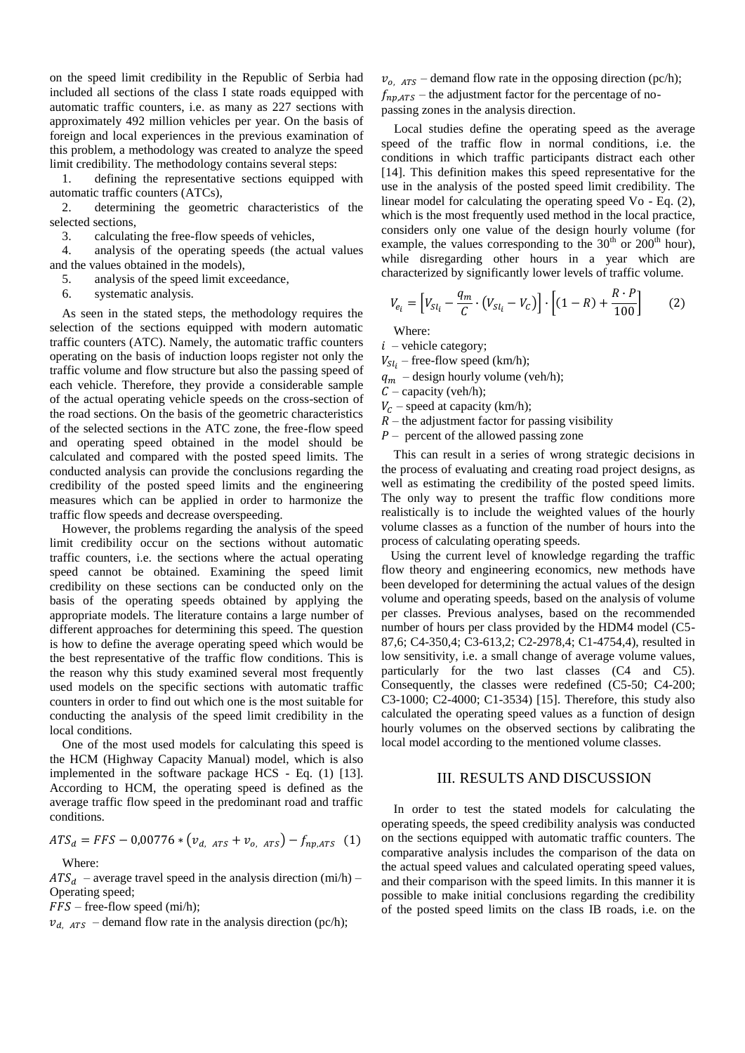on the speed limit credibility in the Republic of Serbia had included all sections of the class I state roads equipped with automatic traffic counters, i.e. as many as 227 sections with approximately 492 million vehicles per year. On the basis of foreign and local experiences in the previous examination of this problem, a methodology was created to analyze the speed limit credibility. The methodology contains several steps:

1. defining the representative sections equipped with automatic traffic counters (ATCs),
2. determining the geometric characteristics of the selected sections,
3. calculating the free-flow speeds of vehicles,
4. analysis of the operating speeds (the actual values and the values obtained in the models),
5. analysis of the speed limit exceedance,
6. systematic analysis.

As seen in the stated steps, the methodology requires the selection of the sections equipped with modern automatic traffic counters (ATC). Namely, the automatic traffic counters operating on the basis of induction loops register not only the traffic volume and flow structure but also the passing speed of each vehicle. Therefore, they provide a considerable sample of the actual operating vehicle speeds on the cross-section of the road sections. On the basis of the geometric characteristics of the selected sections in the ATC zone, the free-flow speed and operating speed obtained in the model should be calculated and compared with the posted speed limits. The conducted analysis can provide the conclusions regarding the credibility of the posted speed limits and the engineering measures which can be applied in order to harmonize the traffic flow speeds and decrease overspeeding.

However, the problems regarding the analysis of the speed limit credibility occur on the sections without automatic traffic counters, i.e. the sections where the actual operating speed cannot be obtained. Examining the speed limit credibility on these sections can be conducted only on the basis of the operating speeds obtained by applying the appropriate models. The literature contains a large number of different approaches for determining this speed. The question is how to define the average operating speed which would be the best representative of the traffic flow conditions. This is the reason why this study examined several most frequently used models on the specific sections with automatic traffic counters in order to find out which one is the most suitable for conducting the analysis of the speed limit credibility in the local conditions.

One of the most used models for calculating this speed is the HCM (Highway Capacity Manual) model, which is also implemented in the software package HCS - Eq. (1) [13]. According to HCM, the operating speed is defined as the average traffic flow speed in the predominant road and traffic conditions.

$$ATS_d = FFS - 0{,}00776 * (v_{d,\ ATS} + v_{o,\ ATS}) - f_{np,ATS} \quad (1)$$

Where:

$ATS_d$ – average travel speed in the analysis direction (mi/h) – Operating speed;

$FFS$ – free-flow speed (mi/h);

$v_{d,\ ATS}$ – demand flow rate in the analysis direction (pc/h);

$v_{o,\ ATS}$ – demand flow rate in the opposing direction (pc/h);

$f_{np,ATS}$ – the adjustment factor for the percentage of no-passing zones in the analysis direction.

Local studies define the operating speed as the average speed of the traffic flow in normal conditions, i.e. the conditions in which traffic participants distract each other [14]. This definition makes this speed representative for the use in the analysis of the posted speed limit credibility. The linear model for calculating the operating speed Vo - Eq. (2), which is the most frequently used method in the local practice, considers only one value of the design hourly volume (for example, the values corresponding to the 30th or 200th hour), while disregarding other hours in a year which are characterized by significantly lower levels of traffic volume.

$$V_{e_i} = \left[V_{Sl_i} - \frac{q_m}{C} \cdot \left(V_{Sl_i} - V_C\right)\right] \cdot \left[(1 - R) + \frac{R \cdot P}{100}\right] \quad (2)$$

Where:

$i$ – vehicle category;

$V_{Sl_i}$ – free-flow speed (km/h);

$q_m$ – design hourly volume (veh/h);

$C$ – capacity (veh/h);

$V_C$ – speed at capacity (km/h);

$R$ – the adjustment factor for passing visibility

$P$ – percent of the allowed passing zone

This can result in a series of wrong strategic decisions in the process of evaluating and creating road project designs, as well as estimating the credibility of the posted speed limits. The only way to present the traffic flow conditions more realistically is to include the weighted values of the hourly volume classes as a function of the number of hours into the process of calculating operating speeds.

Using the current level of knowledge regarding the traffic flow theory and engineering economics, new methods have been developed for determining the actual values of the design volume and operating speeds, based on the analysis of volume per classes. Previous analyses, based on the recommended number of hours per class provided by the HDM4 model (C5-87,6; C4-350,4; C3-613,2; C2-2978,4; C1-4754,4), resulted in low sensitivity, i.e. a small change of average volume values, particularly for the two last classes (C4 and C5). Consequently, the classes were redefined (C5-50; C4-200; C3-1000; C2-4000; C1-3534) [15]. Therefore, this study also calculated the operating speed values as a function of design hourly volumes on the observed sections by calibrating the local model according to the mentioned volume classes.

## III. RESULTS AND DISCUSSION

In order to test the stated models for calculating the operating speeds, the speed credibility analysis was conducted on the sections equipped with automatic traffic counters. The comparative analysis includes the comparison of the data on the actual speed values and calculated operating speed values, and their comparison with the speed limits. In this manner it is possible to make initial conclusions regarding the credibility of the posted speed limits on the class IB roads, i.e. on the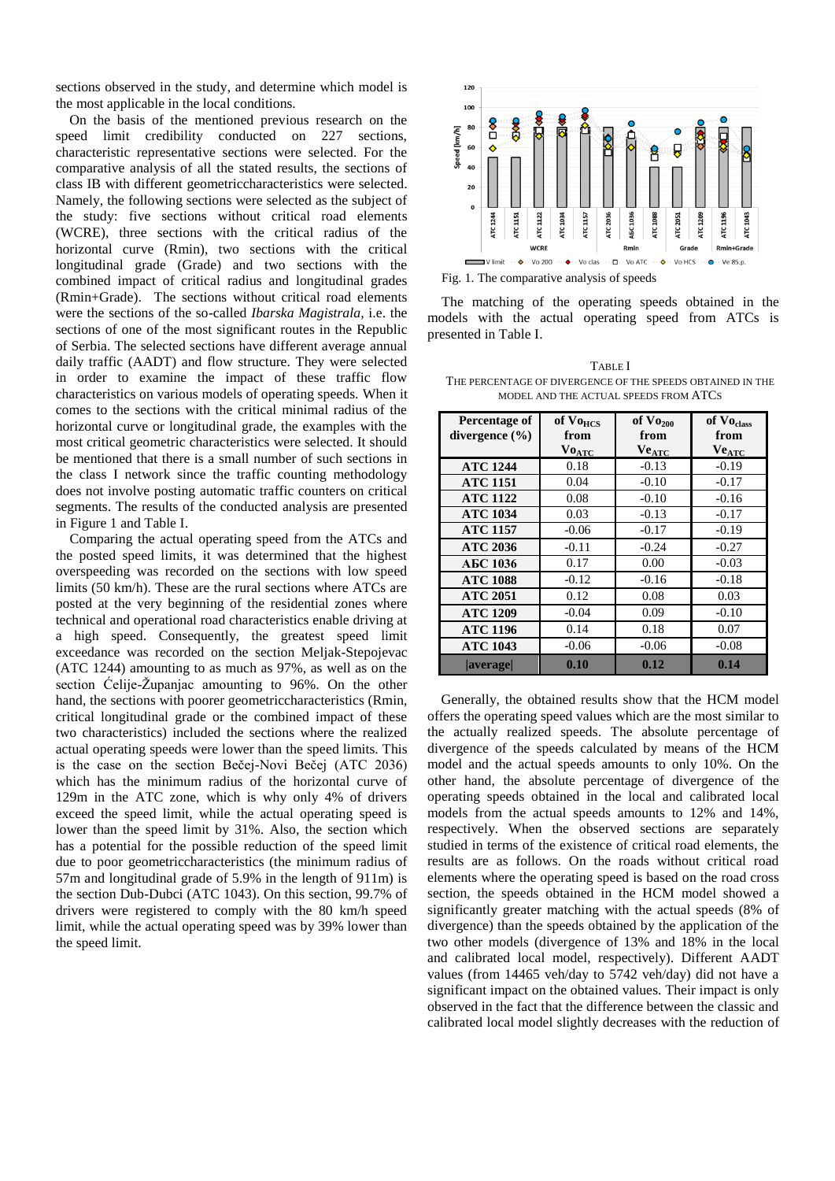sections observed in the study, and determine which model is the most applicable in the local conditions.

On the basis of the mentioned previous research on the speed limit credibility conducted on 227 sections, characteristic representative sections were selected. For the comparative analysis of all the stated results, the sections of class IB with different geometriccharacteristics were selected. Namely, the following sections were selected as the subject of the study: five sections without critical road elements (WCRE), three sections with the critical radius of the horizontal curve (Rmin), two sections with the critical longitudinal grade (Grade) and two sections with the combined impact of critical radius and longitudinal grades (Rmin+Grade). The sections without critical road elements were the sections of the so-called *Ibarska Magistrala*, i.e. the sections of one of the most significant routes in the Republic of Serbia. The selected sections have different average annual daily traffic (AADT) and flow structure. They were selected in order to examine the impact of these traffic flow characteristics on various models of operating speeds. When it comes to the sections with the critical minimal radius of the horizontal curve or longitudinal grade, the examples with the most critical geometric characteristics were selected. It should be mentioned that there is a small number of such sections in the class I network since the traffic counting methodology does not involve posting automatic traffic counters on critical segments. The results of the conducted analysis are presented in Figure 1 and Table I.

Comparing the actual operating speed from the ATCs and the posted speed limits, it was determined that the highest overspeeding was recorded on the sections with low speed limits (50 km/h). These are the rural sections where ATCs are posted at the very beginning of the residential zones where technical and operational road characteristics enable driving at a high speed. Consequently, the greatest speed limit exceedance was recorded on the section Meljak-Stepojevac (ATC 1244) amounting to as much as 97%, as well as on the section Ćelije-Županjac amounting to 96%. On the other hand, the sections with poorer geometriccharacteristics (Rmin, critical longitudinal grade or the combined impact of these two characteristics) included the sections where the realized actual operating speeds were lower than the speed limits. This is the case on the section Bečej-Novi Bečej (ATC 2036) which has the minimum radius of the horizontal curve of 129m in the ATC zone, which is why only 4% of drivers exceed the speed limit, while the actual operating speed is lower than the speed limit by 31%. Also, the section which has a potential for the possible reduction of the speed limit due to poor geometriccharacteristics (the minimum radius of 57m and longitudinal grade of 5.9% in the length of 911m) is the section Dub-Dubci (ATC 1043). On this section, 99.7% of drivers were registered to comply with the 80 km/h speed limit, while the actual operating speed was by 39% lower than the speed limit.

Fig. 1. The comparative analysis of speeds

The matching of the operating speeds obtained in the models with the actual operating speed from ATCs is presented in Table I.

TABLE I
THE PERCENTAGE OF DIVERGENCE OF THE SPEEDS OBTAINED IN THE MODEL AND THE ACTUAL SPEEDS FROM ATCS

| Percentage of divergence (%) | of $Vo_{HCS}$ from $Vo_{ATC}$ | of $Vo_{200}$ from $Ve_{ATC}$ | of $Vo_{class}$ from $Ve_{ATC}$ |
|---|---|---|---|
| ATC 1244 | 0.18 | -0.13 | -0.19 |
| ATC 1151 | 0.04 | -0.10 | -0.17 |
| ATC 1122 | 0.08 | -0.10 | -0.16 |
| ATC 1034 | 0.03 | -0.13 | -0.17 |
| ATC 1157 | -0.06 | -0.17 | -0.19 |
| ATC 2036 | -0.11 | -0.24 | -0.27 |
| АБС 1036 | 0.17 | 0.00 | -0.03 |
| ATC 1088 | -0.12 | -0.16 | -0.18 |
| ATC 2051 | 0.12 | 0.08 | 0.03 |
| ATC 1209 | -0.04 | 0.09 | -0.10 |
| ATC 1196 | 0.14 | 0.18 | 0.07 |
| ATC 1043 | -0.06 | -0.06 | -0.08 |
| \|average\| | 0.10 | 0.12 | 0.14 |

Generally, the obtained results show that the HCM model offers the operating speed values which are the most similar to the actually realized speeds. The absolute percentage of divergence of the speeds calculated by means of the HCM model and the actual speeds amounts to only 10%. On the other hand, the absolute percentage of divergence of the operating speeds obtained in the local and calibrated local models from the actual speeds amounts to 12% and 14%, respectively. When the observed sections are separately studied in terms of the existence of critical road elements, the results are as follows. On the roads without critical road elements where the operating speed is based on the road cross section, the speeds obtained in the HCM model showed a significantly greater matching with the actual speeds (8% of divergence) than the speeds obtained by the application of the two other models (divergence of 13% and 18% in the local and calibrated local model, respectively). Different AADT values (from 14465 veh/day to 5742 veh/day) did not have a significant impact on the obtained values. Their impact is only observed in the fact that the difference between the classic and calibrated local model slightly decreases with the reduction of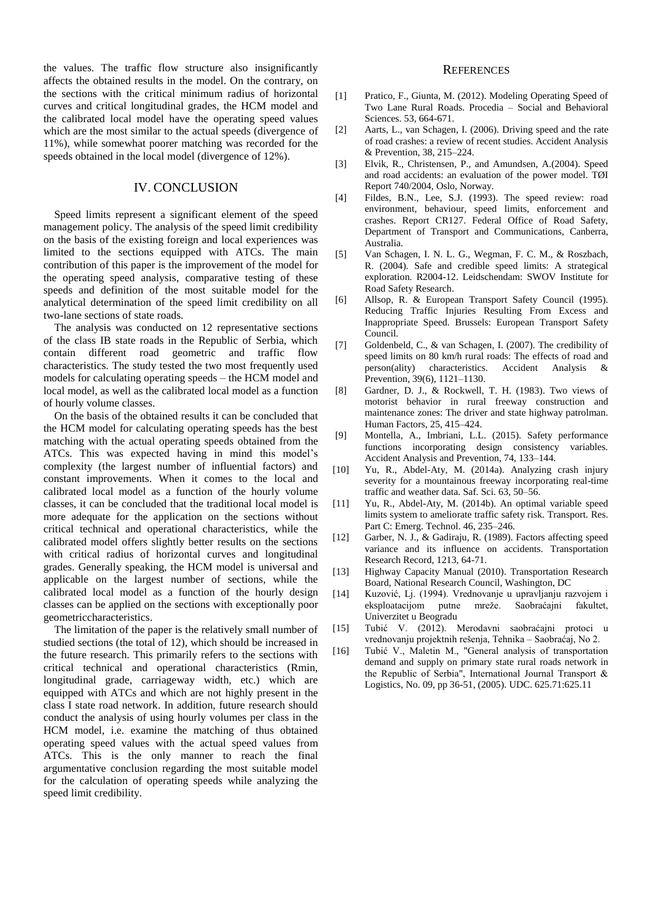the values. The traffic flow structure also insignificantly affects the obtained results in the model. On the contrary, on the sections with the critical minimum radius of horizontal curves and critical longitudinal grades, the HCM model and the calibrated local model have the operating speed values which are the most similar to the actual speeds (divergence of 11%), while somewhat poorer matching was recorded for the speeds obtained in the local model (divergence of 12%).

# IV. CONCLUSION

Speed limits represent a significant element of the speed management policy. The analysis of the speed limit credibility on the basis of the existing foreign and local experiences was limited to the sections equipped with ATCs. The main contribution of this paper is the improvement of the model for the operating speed analysis, comparative testing of these speeds and definition of the most suitable model for the analytical determination of the speed limit credibility on all two-lane sections of state roads.

The analysis was conducted on 12 representative sections of the class IB state roads in the Republic of Serbia, which contain different road geometric and traffic flow characteristics. The study tested the two most frequently used models for calculating operating speeds – the HCM model and local model, as well as the calibrated local model as a function of hourly volume classes.

On the basis of the obtained results it can be concluded that the HCM model for calculating operating speeds has the best matching with the actual operating speeds obtained from the ATCs. This was expected having in mind this model's complexity (the largest number of influential factors) and constant improvements. When it comes to the local and calibrated local model as a function of the hourly volume classes, it can be concluded that the traditional local model is more adequate for the application on the sections without critical technical and operational characteristics, while the calibrated model offers slightly better results on the sections with critical radius of horizontal curves and longitudinal grades. Generally speaking, the HCM model is universal and applicable on the largest number of sections, while the calibrated local model as a function of the hourly design classes can be applied on the sections with exceptionally poor geometriccharacteristics.

The limitation of the paper is the relatively small number of studied sections (the total of 12), which should be increased in the future research. This primarily refers to the sections with critical technical and operational characteristics (Rmin, longitudinal grade, carriageway width, etc.) which are equipped with ATCs and which are not highly present in the class I state road network. In addition, future research should conduct the analysis of using hourly volumes per class in the HCM model, i.e. examine the matching of thus obtained operating speed values with the actual speed values from ATCs. This is the only manner to reach the final argumentative conclusion regarding the most suitable model for the calculation of operating speeds while analyzing the speed limit credibility.

# REFERENCES

[1] Pratico, F., Giunta, M. (2012). Modeling Operating Speed of Two Lane Rural Roads. Procedia – Social and Behavioral Sciences. 53, 664-671.

[2] Aarts, L., van Schagen, I. (2006). Driving speed and the rate of road crashes: a review of recent studies. Accident Analysis & Prevention, 38, 215–224.

[3] Elvik, R., Christensen, P., and Amundsen, A.(2004). Speed and road accidents: an evaluation of the power model. TØI Report 740/2004, Oslo, Norway.

[4] Fildes, B.N., Lee, S.J. (1993). The speed review: road environment, behaviour, speed limits, enforcement and crashes. Report CR127. Federal Office of Road Safety, Department of Transport and Communications, Canberra, Australia.

[5] Van Schagen, I. N. L. G., Wegman, F. C. M., & Roszbach, R. (2004). Safe and credible speed limits: A strategical exploration. R2004-12. Leidschendam: SWOV Institute for Road Safety Research.

[6] Allsop, R. & European Transport Safety Council (1995). Reducing Traffic Injuries Resulting From Excess and Inappropriate Speed. Brussels: European Transport Safety Council.

[7] Goldenbeld, C., & van Schagen, I. (2007). The credibility of speed limits on 80 km/h rural roads: The effects of road and person(ality) characteristics. Accident Analysis & Prevention, 39(6), 1121–1130.

[8] Gardner, D. J., & Rockwell, T. H. (1983). Two views of motorist behavior in rural freeway construction and maintenance zones: The driver and state highway patrolman. Human Factors, 25, 415–424.

[9] Montella, A., Imbriani, L.L. (2015). Safety performance functions incorporating design consistency variables. Accident Analysis and Prevention, 74, 133–144.

[10] Yu, R., Abdel-Aty, M. (2014a). Analyzing crash injury severity for a mountainous freeway incorporating real-time traffic and weather data. Saf. Sci. 63, 50–56.

[11] Yu, R., Abdel-Aty, M. (2014b). An optimal variable speed limits system to ameliorate traffic safety risk. Transport. Res. Part C: Emerg. Technol. 46, 235–246.

[12] Garber, N. J., & Gadiraju, R. (1989). Factors affecting speed variance and its influence on accidents. Transportation Research Record, 1213, 64-71.

[13] Highway Capacity Manual (2010). Transportation Research Board, National Research Council, Washington, DC

[14] Kuzović, Lj. (1994). Vrednovanje u upravljanju razvojem i eksploatacijom putne mreže. Saobraćajni fakultet, Univerzitet u Beogradu

[15] Tubić V. (2012). Merodavni saobraćajni protoci u vrednovanju projektnih rešenja, Tehnika – Saobraćaj, No 2.

[16] Tubić V., Maletin M., "General analysis of transportation demand and supply on primary state rural roads network in the Republic of Serbia", International Journal Transport & Logistics, No. 09, pp 36-51, (2005). UDC. 625.71:625.11